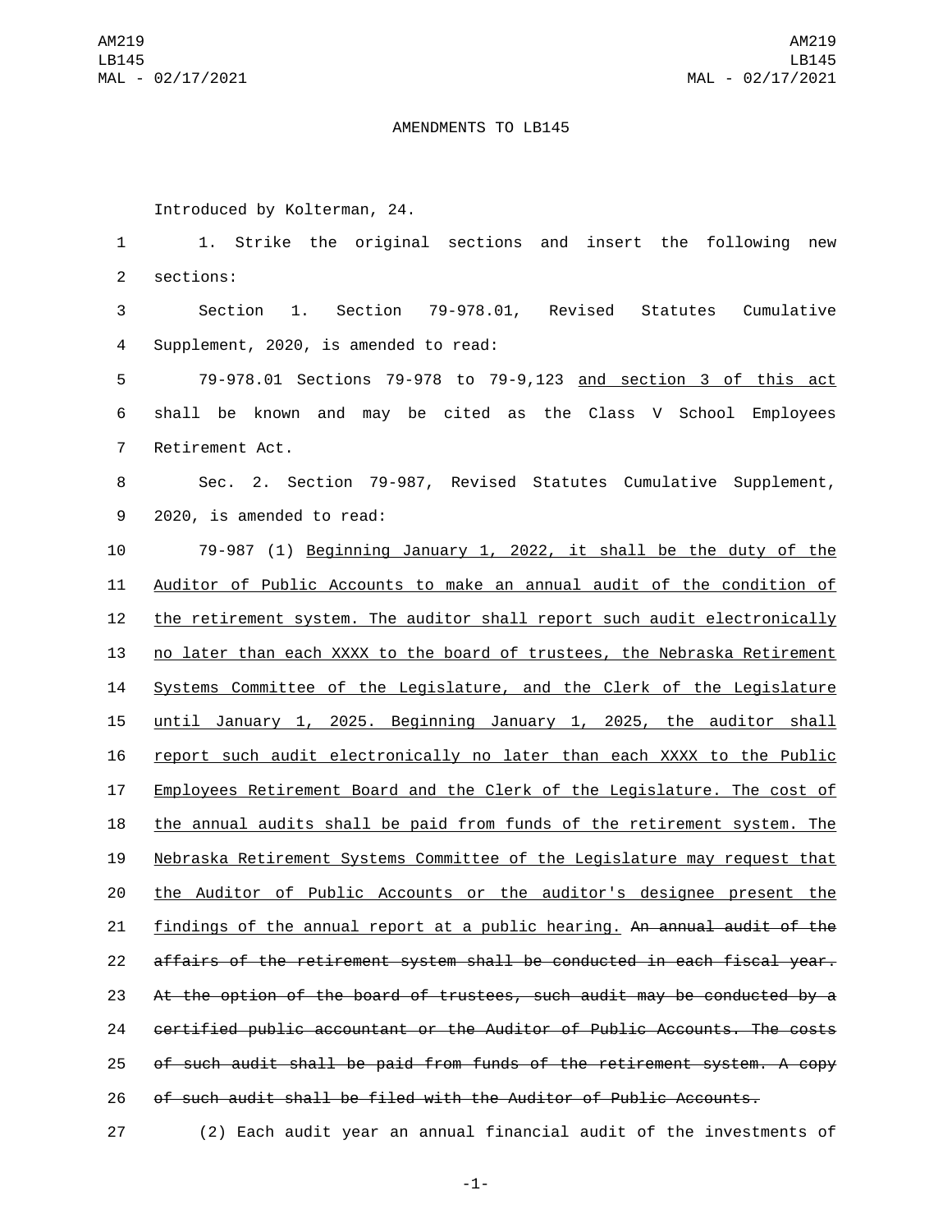AMENDMENTS TO LB145

Introduced by Kolterman, 24.

1. Strike the original sections and insert the following new sections:

Section 1. Section 79-978.01, Revised Statutes Cumulative Supplement, 2020, is amended to read:

79-978.01 Sections 79-978 to 79-9,123 <u>and section 3 of this act</u> shall be known and may be cited as the Class V School Employees Retirement Act.

Sec. 2. Section 79-987, Revised Statutes Cumulative Supplement, 2020, is amended to read:

79-987 (1) <u>Beginning January 1, 2022, it shall be the duty of the Auditor of Public Accounts to make an annual audit of the condition of the retirement system. The auditor shall report such audit electronically no later than each XXXX to the board of trustees, the Nebraska Retirement Systems Committee of the Legislature, and the Clerk of the Legislature until January 1, 2025. Beginning January 1, 2025, the auditor shall report such audit electronically no later than each XXXX to the Public Employees Retirement Board and the Clerk of the Legislature. The cost of the annual audits shall be paid from funds of the retirement system. The Nebraska Retirement Systems Committee of the Legislature may request that the Auditor of Public Accounts or the auditor's designee present the findings of the annual report at a public hearing.</u> ~~An annual audit of the affairs of the retirement system shall be conducted in each fiscal year. At the option of the board of trustees, such audit may be conducted by a certified public accountant or the Auditor of Public Accounts. The costs of such audit shall be paid from funds of the retirement system. A copy of such audit shall be filed with the Auditor of Public Accounts.~~

(2) Each audit year an annual financial audit of the investments of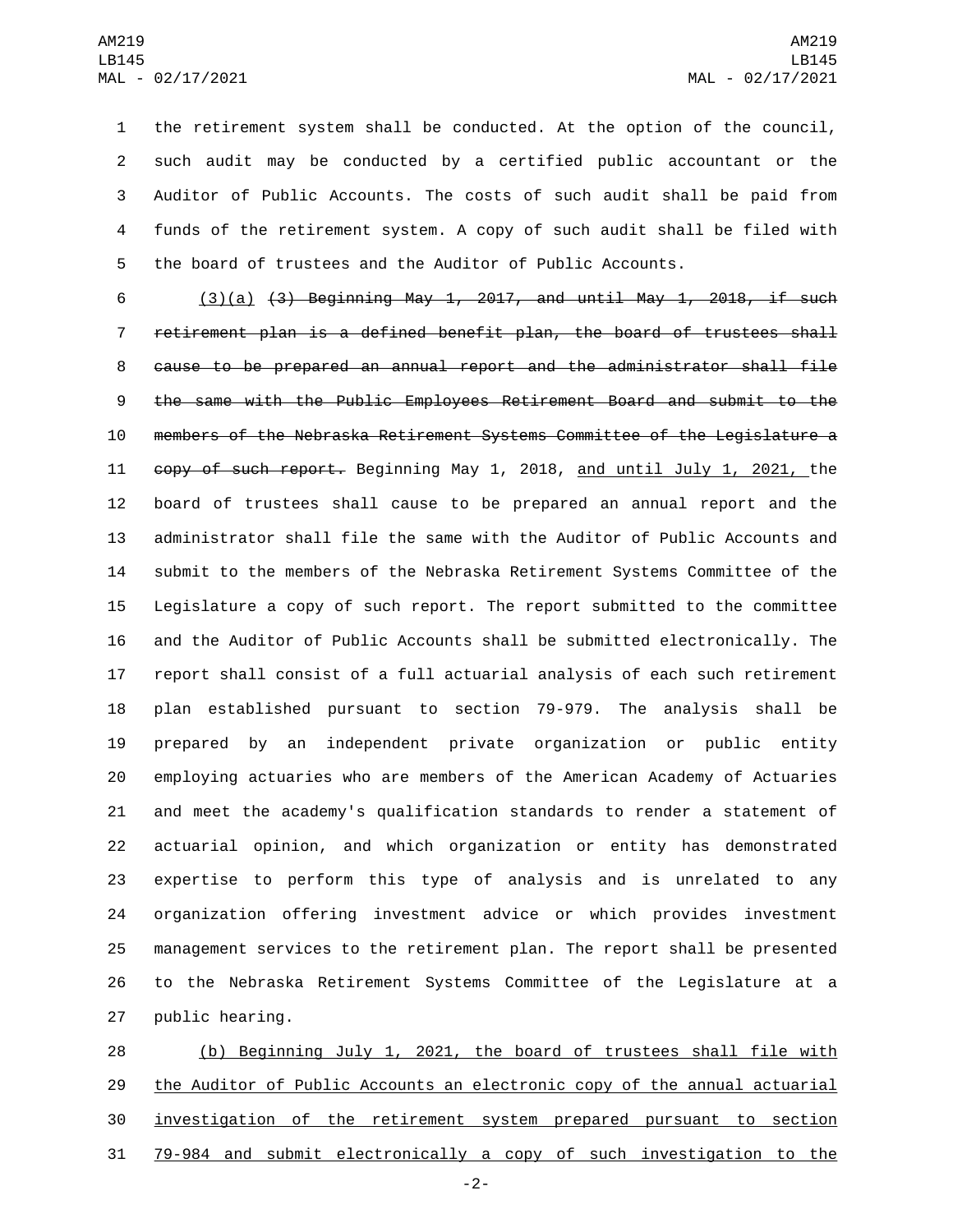the retirement system shall be conducted. At the option of the council, such audit may be conducted by a certified public accountant or the Auditor of Public Accounts. The costs of such audit shall be paid from funds of the retirement system. A copy of such audit shall be filed with the board of trustees and the Auditor of Public Accounts.

(3)(a) ~~(3) Beginning May 1, 2017, and until May 1, 2018, if such retirement plan is a defined benefit plan, the board of trustees shall cause to be prepared an annual report and the administrator shall file the same with the Public Employees Retirement Board and submit to the members of the Nebraska Retirement Systems Committee of the Legislature a copy of such report.~~ Beginning May 1, 2018, and until July 1, 2021, the board of trustees shall cause to be prepared an annual report and the administrator shall file the same with the Auditor of Public Accounts and submit to the members of the Nebraska Retirement Systems Committee of the Legislature a copy of such report. The report submitted to the committee and the Auditor of Public Accounts shall be submitted electronically. The report shall consist of a full actuarial analysis of each such retirement plan established pursuant to section 79-979. The analysis shall be prepared by an independent private organization or public entity employing actuaries who are members of the American Academy of Actuaries and meet the academy's qualification standards to render a statement of actuarial opinion, and which organization or entity has demonstrated expertise to perform this type of analysis and is unrelated to any organization offering investment advice or which provides investment management services to the retirement plan. The report shall be presented to the Nebraska Retirement Systems Committee of the Legislature at a public hearing.

(b) Beginning July 1, 2021, the board of trustees shall file with the Auditor of Public Accounts an electronic copy of the annual actuarial investigation of the retirement system prepared pursuant to section 79-984 and submit electronically a copy of such investigation to the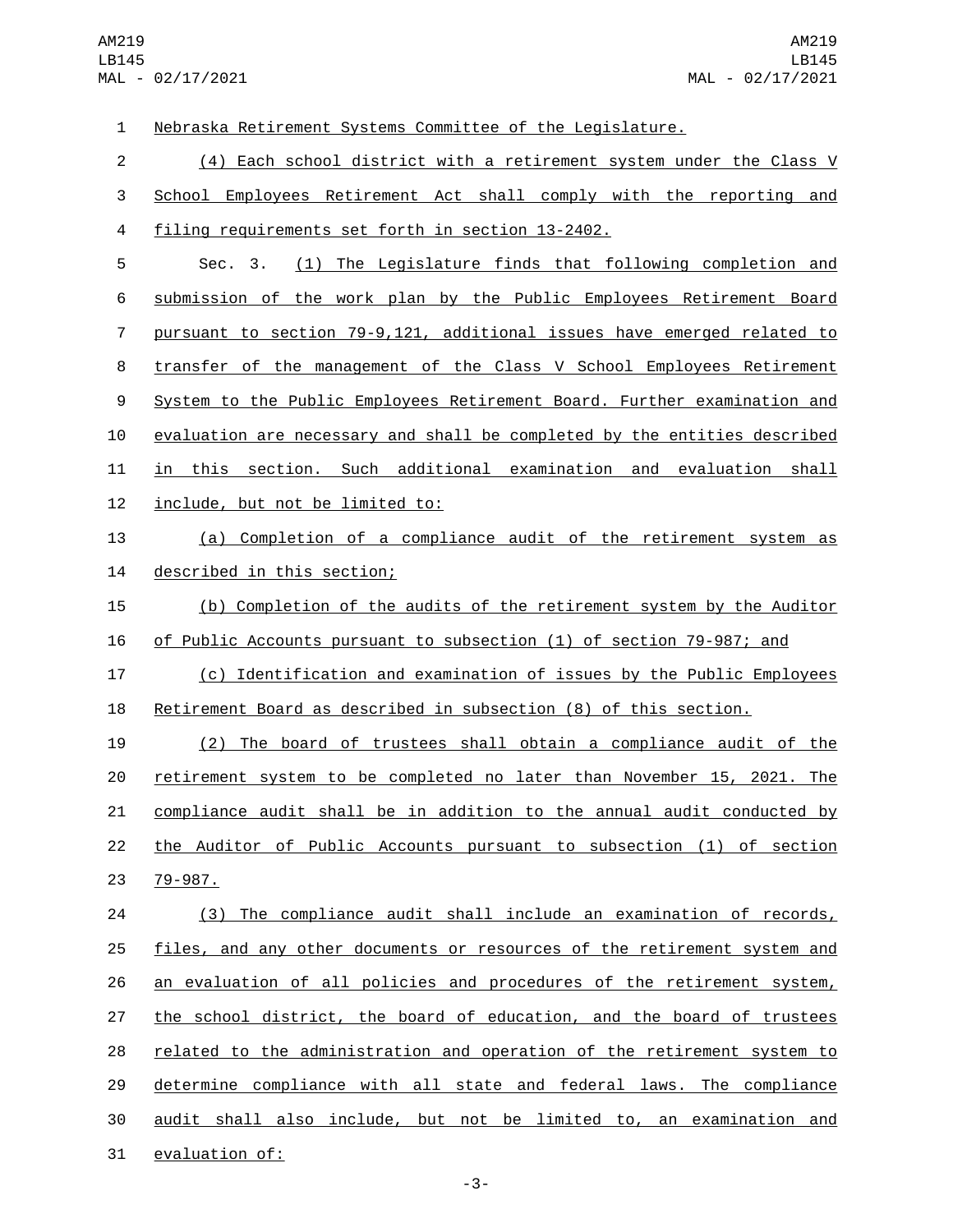Nebraska Retirement Systems Committee of the Legislature.

(4) Each school district with a retirement system under the Class V School Employees Retirement Act shall comply with the reporting and filing requirements set forth in section 13-2402.

Sec. 3. (1) The Legislature finds that following completion and submission of the work plan by the Public Employees Retirement Board pursuant to section 79-9,121, additional issues have emerged related to transfer of the management of the Class V School Employees Retirement System to the Public Employees Retirement Board. Further examination and evaluation are necessary and shall be completed by the entities described in this section. Such additional examination and evaluation shall include, but not be limited to:

(a) Completion of a compliance audit of the retirement system as described in this section;

(b) Completion of the audits of the retirement system by the Auditor of Public Accounts pursuant to subsection (1) of section 79-987; and

(c) Identification and examination of issues by the Public Employees Retirement Board as described in subsection (8) of this section.

(2) The board of trustees shall obtain a compliance audit of the retirement system to be completed no later than November 15, 2021. The compliance audit shall be in addition to the annual audit conducted by the Auditor of Public Accounts pursuant to subsection (1) of section 79-987.

(3) The compliance audit shall include an examination of records, files, and any other documents or resources of the retirement system and an evaluation of all policies and procedures of the retirement system, the school district, the board of education, and the board of trustees related to the administration and operation of the retirement system to determine compliance with all state and federal laws. The compliance audit shall also include, but not be limited to, an examination and evaluation of: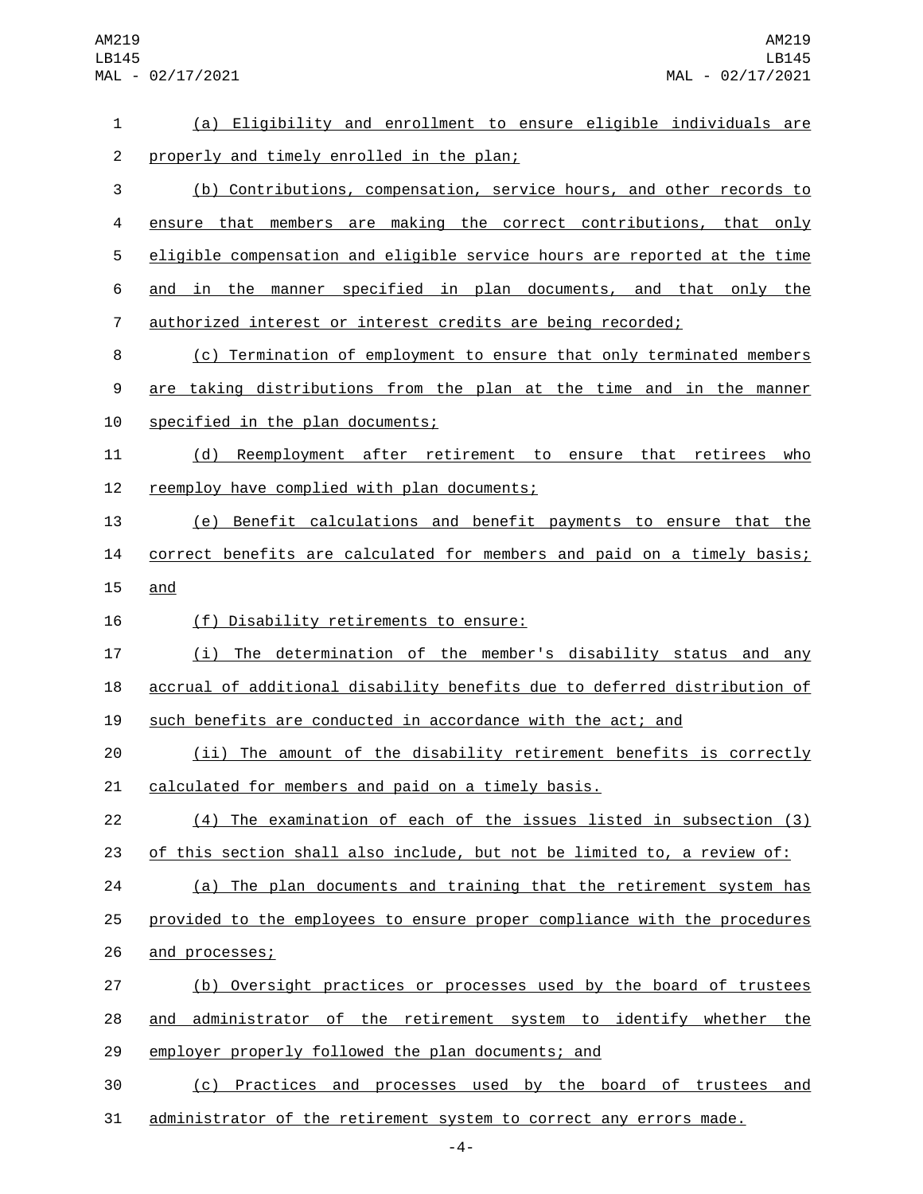(a) Eligibility and enrollment to ensure eligible individuals are properly and timely enrolled in the plan;

(b) Contributions, compensation, service hours, and other records to ensure that members are making the correct contributions, that only eligible compensation and eligible service hours are reported at the time and in the manner specified in plan documents, and that only the authorized interest or interest credits are being recorded;

(c) Termination of employment to ensure that only terminated members are taking distributions from the plan at the time and in the manner specified in the plan documents;

(d) Reemployment after retirement to ensure that retirees who reemploy have complied with plan documents;

(e) Benefit calculations and benefit payments to ensure that the correct benefits are calculated for members and paid on a timely basis; and

(f) Disability retirements to ensure:

(i) The determination of the member's disability status and any accrual of additional disability benefits due to deferred distribution of such benefits are conducted in accordance with the act; and

(ii) The amount of the disability retirement benefits is correctly calculated for members and paid on a timely basis.

(4) The examination of each of the issues listed in subsection (3) of this section shall also include, but not be limited to, a review of:

(a) The plan documents and training that the retirement system has provided to the employees to ensure proper compliance with the procedures and processes;

(b) Oversight practices or processes used by the board of trustees and administrator of the retirement system to identify whether the employer properly followed the plan documents; and

(c) Practices and processes used by the board of trustees and administrator of the retirement system to correct any errors made.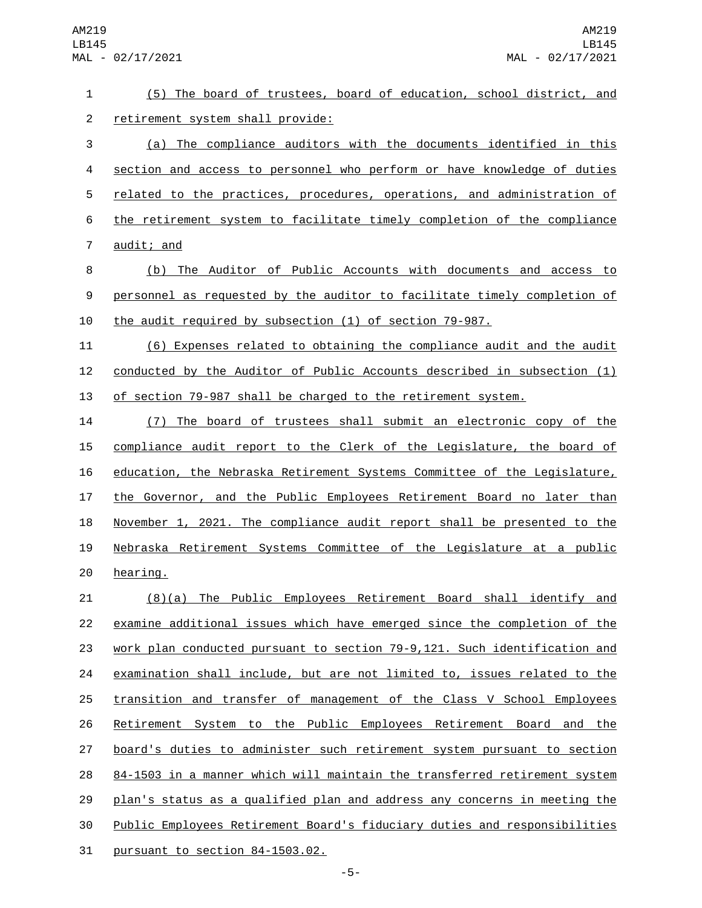(5) The board of trustees, board of education, school district, and retirement system shall provide:

(a) The compliance auditors with the documents identified in this section and access to personnel who perform or have knowledge of duties related to the practices, procedures, operations, and administration of the retirement system to facilitate timely completion of the compliance audit; and

(b) The Auditor of Public Accounts with documents and access to personnel as requested by the auditor to facilitate timely completion of the audit required by subsection (1) of section 79-987.

(6) Expenses related to obtaining the compliance audit and the audit conducted by the Auditor of Public Accounts described in subsection (1) of section 79-987 shall be charged to the retirement system.

(7) The board of trustees shall submit an electronic copy of the compliance audit report to the Clerk of the Legislature, the board of education, the Nebraska Retirement Systems Committee of the Legislature, the Governor, and the Public Employees Retirement Board no later than November 1, 2021. The compliance audit report shall be presented to the Nebraska Retirement Systems Committee of the Legislature at a public hearing.

(8)(a) The Public Employees Retirement Board shall identify and examine additional issues which have emerged since the completion of the work plan conducted pursuant to section 79-9,121. Such identification and examination shall include, but are not limited to, issues related to the transition and transfer of management of the Class V School Employees Retirement System to the Public Employees Retirement Board and the board's duties to administer such retirement system pursuant to section 84-1503 in a manner which will maintain the transferred retirement system plan's status as a qualified plan and address any concerns in meeting the Public Employees Retirement Board's fiduciary duties and responsibilities pursuant to section 84-1503.02.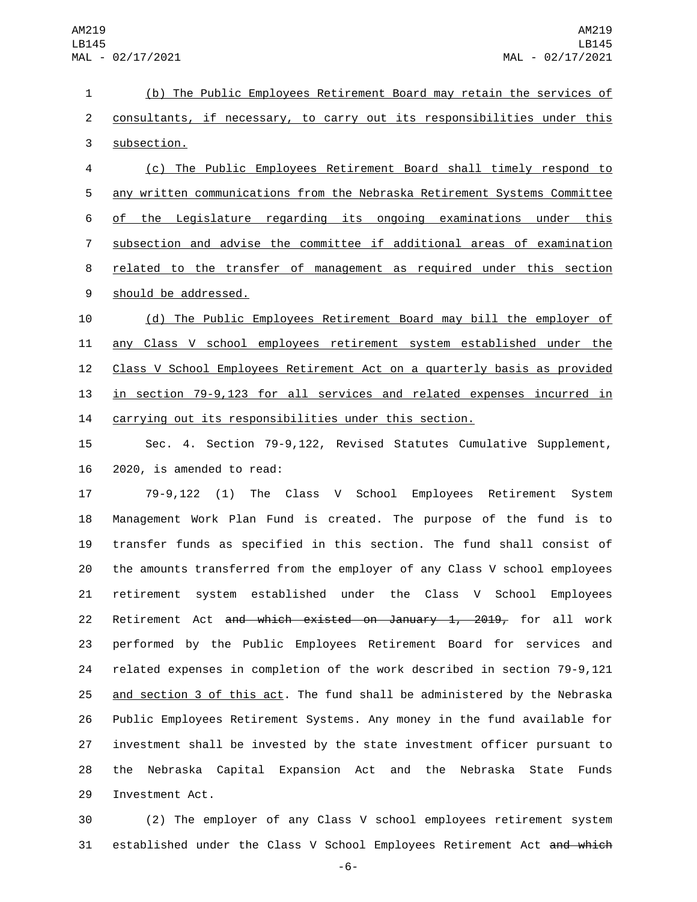(b) The Public Employees Retirement Board may retain the services of consultants, if necessary, to carry out its responsibilities under this subsection.

(c) The Public Employees Retirement Board shall timely respond to any written communications from the Nebraska Retirement Systems Committee of the Legislature regarding its ongoing examinations under this subsection and advise the committee if additional areas of examination related to the transfer of management as required under this section should be addressed.

(d) The Public Employees Retirement Board may bill the employer of any Class V school employees retirement system established under the Class V School Employees Retirement Act on a quarterly basis as provided in section 79-9,123 for all services and related expenses incurred in carrying out its responsibilities under this section.

Sec. 4. Section 79-9,122, Revised Statutes Cumulative Supplement, 2020, is amended to read:

79-9,122 (1) The Class V School Employees Retirement System Management Work Plan Fund is created. The purpose of the fund is to transfer funds as specified in this section. The fund shall consist of the amounts transferred from the employer of any Class V school employees retirement system established under the Class V School Employees Retirement Act ~~and which existed on January 1, 2019,~~ for all work performed by the Public Employees Retirement Board for services and related expenses in completion of the work described in section 79-9,121 and section 3 of this act. The fund shall be administered by the Nebraska Public Employees Retirement Systems. Any money in the fund available for investment shall be invested by the state investment officer pursuant to the Nebraska Capital Expansion Act and the Nebraska State Funds Investment Act.

(2) The employer of any Class V school employees retirement system established under the Class V School Employees Retirement Act ~~and which~~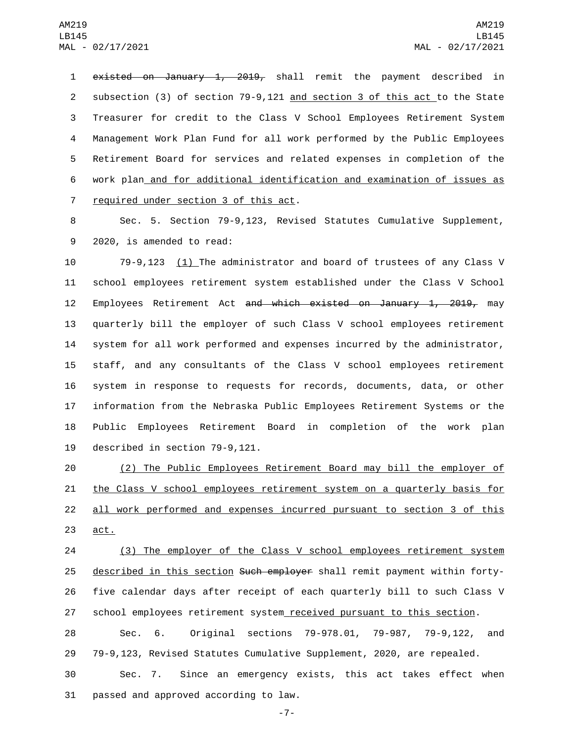existed on January 1, 2019, shall remit the payment described in subsection (3) of section 79-9,121 and section 3 of this act to the State Treasurer for credit to the Class V School Employees Retirement System Management Work Plan Fund for all work performed by the Public Employees Retirement Board for services and related expenses in completion of the work plan and for additional identification and examination of issues as required under section 3 of this act.

Sec. 5. Section 79-9,123, Revised Statutes Cumulative Supplement, 2020, is amended to read:

79-9,123 (1) The administrator and board of trustees of any Class V school employees retirement system established under the Class V School Employees Retirement Act and which existed on January 1, 2019, may quarterly bill the employer of such Class V school employees retirement system for all work performed and expenses incurred by the administrator, staff, and any consultants of the Class V school employees retirement system in response to requests for records, documents, data, or other information from the Nebraska Public Employees Retirement Systems or the Public Employees Retirement Board in completion of the work plan described in section 79-9,121.

(2) The Public Employees Retirement Board may bill the employer of the Class V school employees retirement system on a quarterly basis for all work performed and expenses incurred pursuant to section 3 of this act.

(3) The employer of the Class V school employees retirement system described in this section Such employer shall remit payment within forty-five calendar days after receipt of each quarterly bill to such Class V school employees retirement system received pursuant to this section.

Sec. 6. Original sections 79-978.01, 79-987, 79-9,122, and 79-9,123, Revised Statutes Cumulative Supplement, 2020, are repealed.

Sec. 7. Since an emergency exists, this act takes effect when passed and approved according to law.